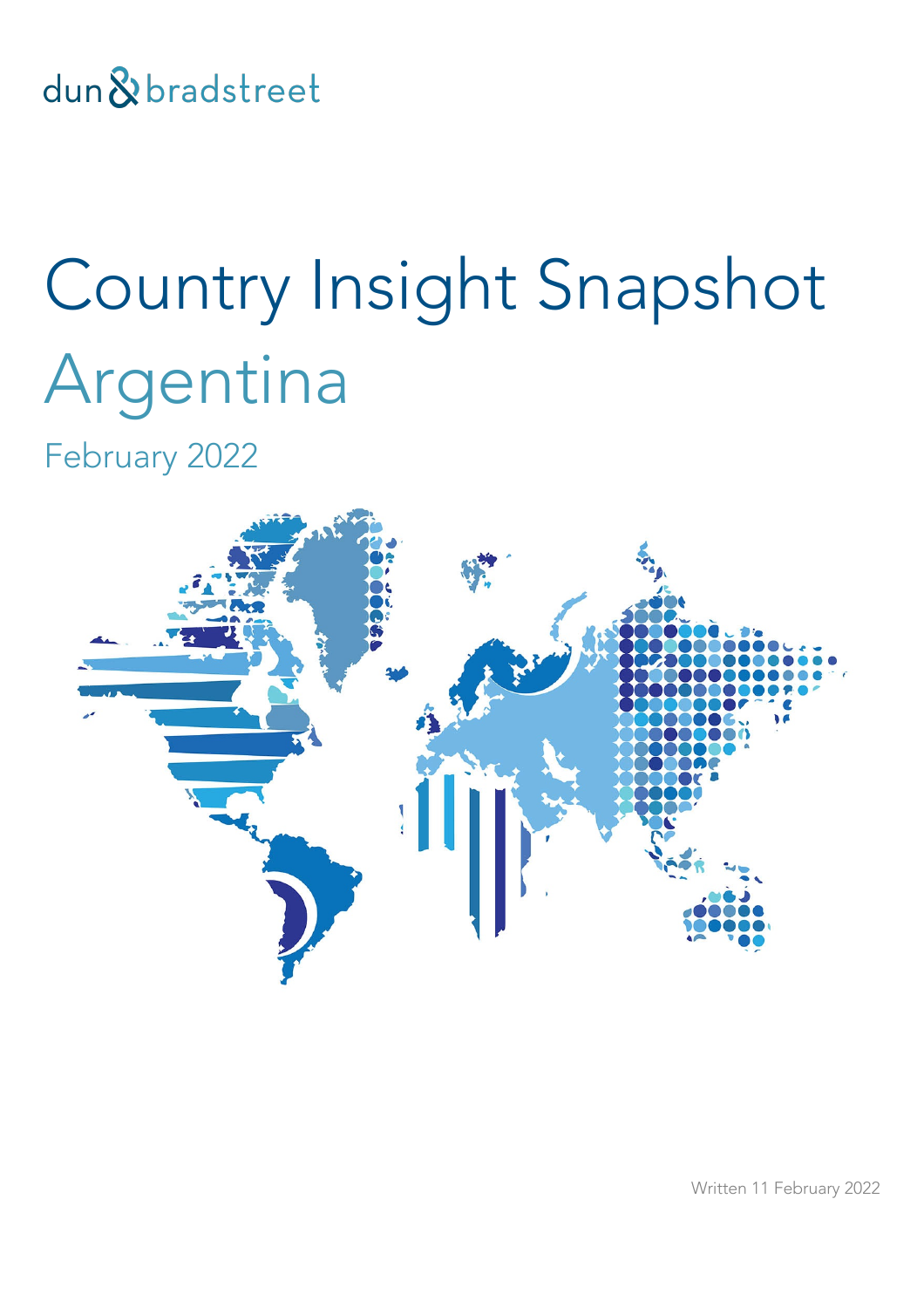dun & bradstreet

# Country Insight Snapshot

# Argentina

## February 2022

Written 11 February 2022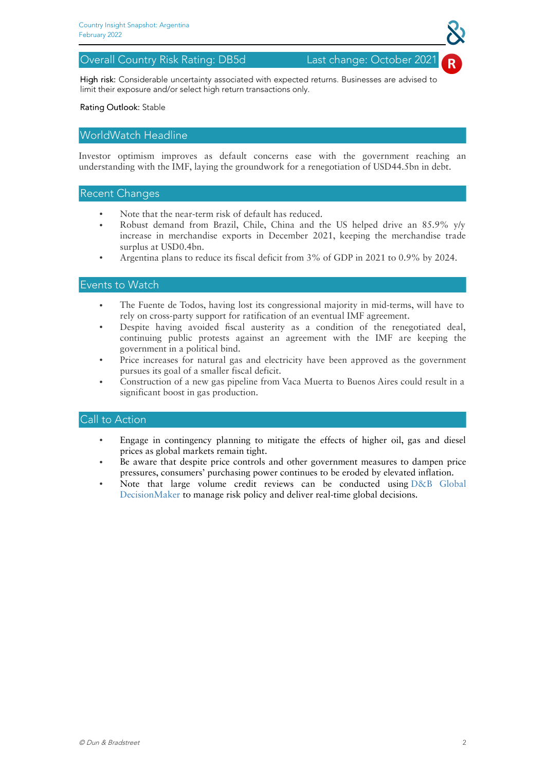## Overall Country Risk Rating: DB5d — Last change: October 2021

High risk: Considerable uncertainty associated with expected returns. Businesses are advised to limit their exposure and/or select high return transactions only.

Rating Outlook: Stable

## WorldWatch Headline

Investor optimism improves as default concerns ease with the government reaching an understanding with the IMF, laying the groundwork for a renegotiation of USD44.5bn in debt.

## Recent Changes

- Note that the near-term risk of default has reduced.
- Robust demand from Brazil, Chile, China and the US helped drive an 85.9% y/y increase in merchandise exports in December 2021, keeping the merchandise trade surplus at USD0.4bn.
- Argentina plans to reduce its fiscal deficit from 3% of GDP in 2021 to 0.9% by 2024.

## Events to Watch

- The Fuente de Todos, having lost its congressional majority in mid-terms, will have to rely on cross-party support for ratification of an eventual IMF agreement.
- Despite having avoided fiscal austerity as a condition of the renegotiated deal, continuing public protests against an agreement with the IMF are keeping the government in a political bind.
- Price increases for natural gas and electricity have been approved as the government pursues its goal of a smaller fiscal deficit.
- Construction of a new gas pipeline from Vaca Muerta to Buenos Aires could result in a significant boost in gas production.

## Call to Action

- Engage in contingency planning to mitigate the effects of higher oil, gas and diesel prices as global markets remain tight.
- Be aware that despite price controls and other government measures to dampen price pressures, consumers' purchasing power continues to be eroded by elevated inflation.
- Note that large volume credit reviews can be conducted using D&B Global DecisionMaker to manage risk policy and deliver real-time global decisions.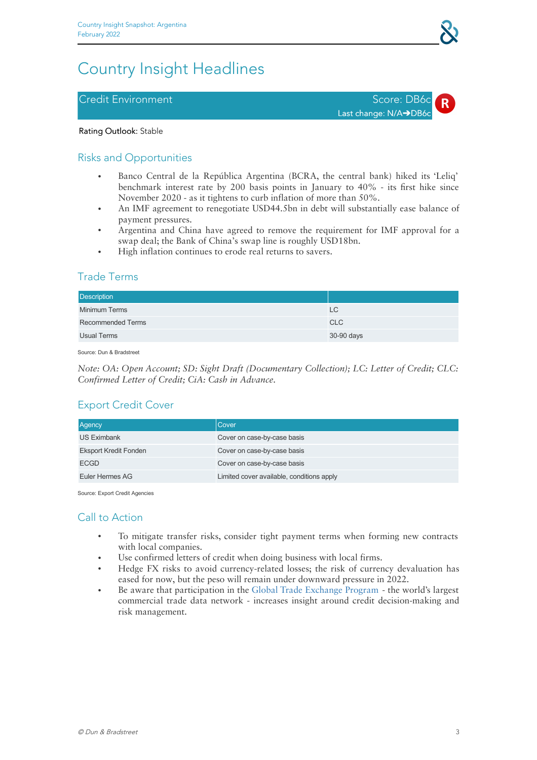# Country Insight Headlines

## Credit Environment

Score: DB6c R

Last change: N/A➔DB6c

**Rating Outlook**: Stable

## Risks and Opportunities

- Banco Central de la República Argentina (BCRA, the central bank) hiked its 'Leliq' benchmark interest rate by 200 basis points in January to 40% - its first hike since November 2020 - as it tightens to curb inflation of more than 50%.
- An IMF agreement to renegotiate USD44.5bn in debt will substantially ease balance of payment pressures.
- Argentina and China have agreed to remove the requirement for IMF approval for a swap deal; the Bank of China's swap line is roughly USD18bn.
- High inflation continues to erode real returns to savers.

## Trade Terms

| Description | |
|---|---|
| Minimum Terms | LC |
| Recommended Terms | CLC |
| Usual Terms | 30-90 days |

Source: Dun & Bradstreet

*Note: OA: Open Account; SD: Sight Draft (Documentary Collection); LC: Letter of Credit; CLC: Confirmed Letter of Credit; CiA: Cash in Advance.*

## Export Credit Cover

| Agency | Cover |
|---|---|
| US Eximbank | Cover on case-by-case basis |
| Eksport Kredit Fonden | Cover on case-by-case basis |
| ECGD | Cover on case-by-case basis |
| Euler Hermes AG | Limited cover available, conditions apply |

Source: Export Credit Agencies

## Call to Action

- To mitigate transfer risks, consider tight payment terms when forming new contracts with local companies.
- Use confirmed letters of credit when doing business with local firms.
- Hedge FX risks to avoid currency-related losses; the risk of currency devaluation has eased for now, but the peso will remain under downward pressure in 2022.
- Be aware that participation in the Global Trade Exchange Program - the world's largest commercial trade data network - increases insight around credit decision-making and risk management.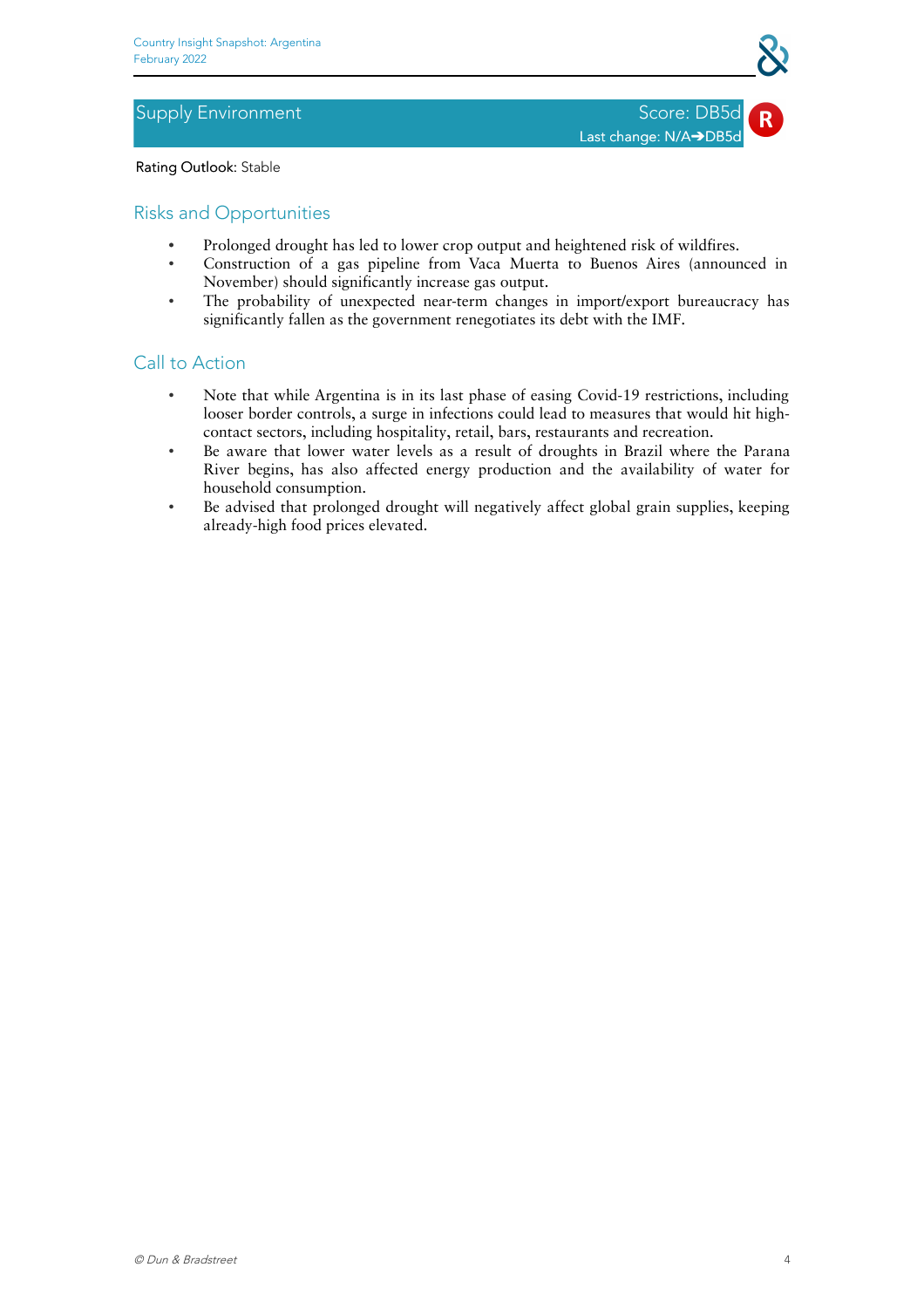## Supply Environment

Score: DB5d **R**

Last change: N/A➔DB5d

Rating Outlook: Stable

### Risks and Opportunities

- Prolonged drought has led to lower crop output and heightened risk of wildfires.
- Construction of a gas pipeline from Vaca Muerta to Buenos Aires (announced in November) should significantly increase gas output.
- The probability of unexpected near-term changes in import/export bureaucracy has significantly fallen as the government renegotiates its debt with the IMF.

### Call to Action

- Note that while Argentina is in its last phase of easing Covid-19 restrictions, including looser border controls, a surge in infections could lead to measures that would hit high-contact sectors, including hospitality, retail, bars, restaurants and recreation.
- Be aware that lower water levels as a result of droughts in Brazil where the Parana River begins, has also affected energy production and the availability of water for household consumption.
- Be advised that prolonged drought will negatively affect global grain supplies, keeping already-high food prices elevated.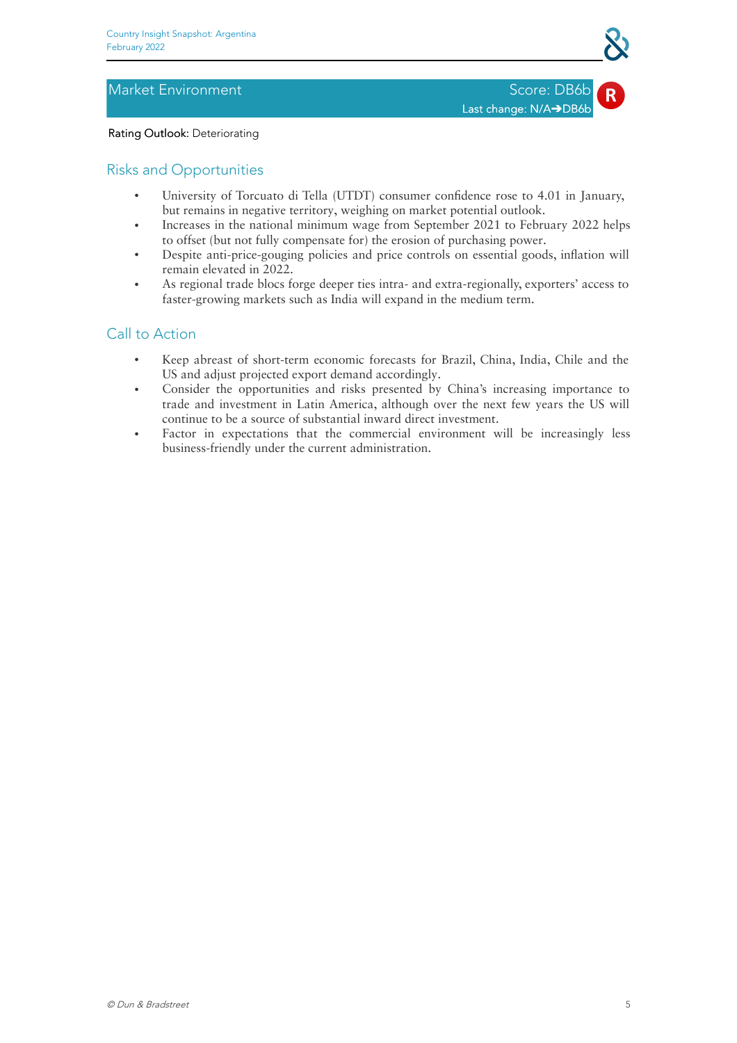## Market Environment

Score: DB6b

Last change: N/A➔DB6b

R

Rating Outlook: Deteriorating

### Risks and Opportunities

- University of Torcuato di Tella (UTDT) consumer confidence rose to 4.01 in January, but remains in negative territory, weighing on market potential outlook.
- Increases in the national minimum wage from September 2021 to February 2022 helps to offset (but not fully compensate for) the erosion of purchasing power.
- Despite anti-price-gouging policies and price controls on essential goods, inflation will remain elevated in 2022.
- As regional trade blocs forge deeper ties intra- and extra-regionally, exporters' access to faster-growing markets such as India will expand in the medium term.

### Call to Action

- Keep abreast of short-term economic forecasts for Brazil, China, India, Chile and the US and adjust projected export demand accordingly.
- Consider the opportunities and risks presented by China's increasing importance to trade and investment in Latin America, although over the next few years the US will continue to be a source of substantial inward direct investment.
- Factor in expectations that the commercial environment will be increasingly less business-friendly under the current administration.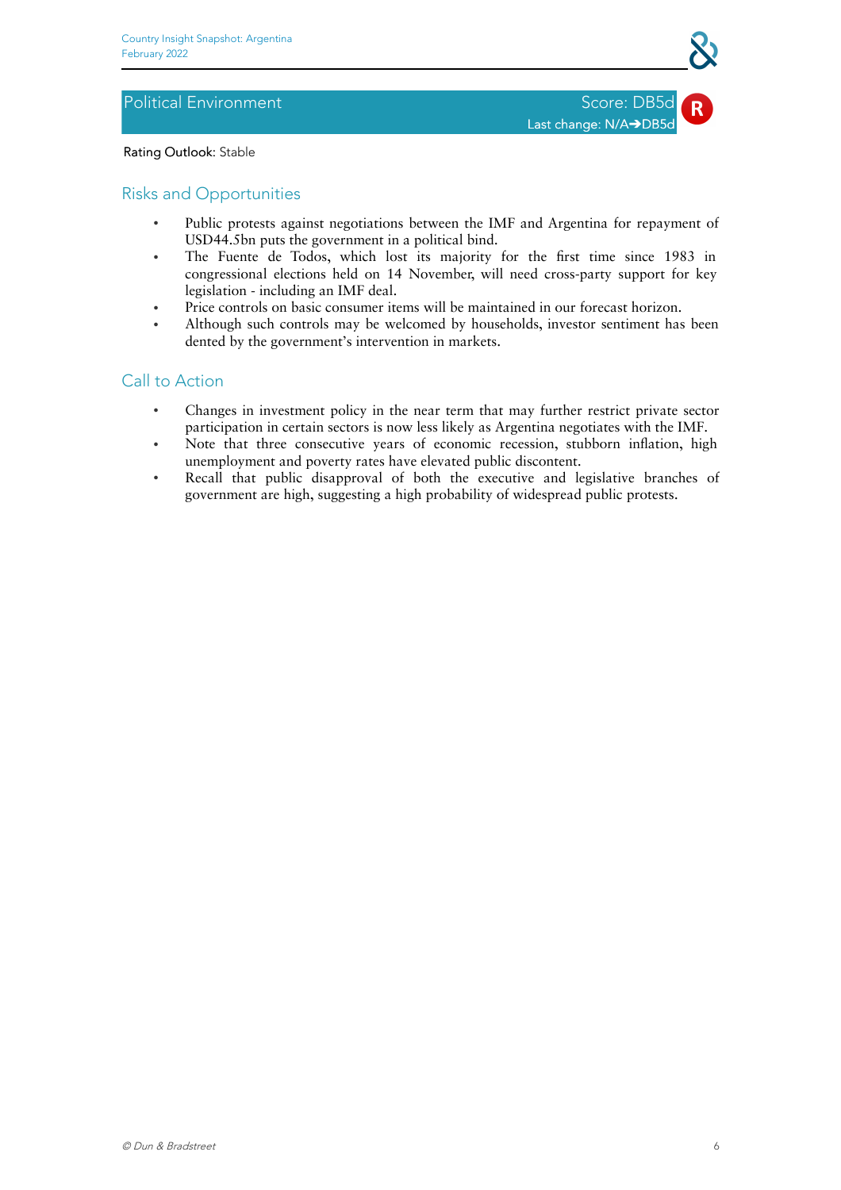## Political Environment

Score: DB5d **R**

Last change: N/A➔DB5d

Rating Outlook: Stable

### Risks and Opportunities

- Public protests against negotiations between the IMF and Argentina for repayment of USD44.5bn puts the government in a political bind.
- The Fuente de Todos, which lost its majority for the first time since 1983 in congressional elections held on 14 November, will need cross-party support for key legislation - including an IMF deal.
- Price controls on basic consumer items will be maintained in our forecast horizon.
- Although such controls may be welcomed by households, investor sentiment has been dented by the government's intervention in markets.

### Call to Action

- Changes in investment policy in the near term that may further restrict private sector participation in certain sectors is now less likely as Argentina negotiates with the IMF.
- Note that three consecutive years of economic recession, stubborn inflation, high unemployment and poverty rates have elevated public discontent.
- Recall that public disapproval of both the executive and legislative branches of government are high, suggesting a high probability of widespread public protests.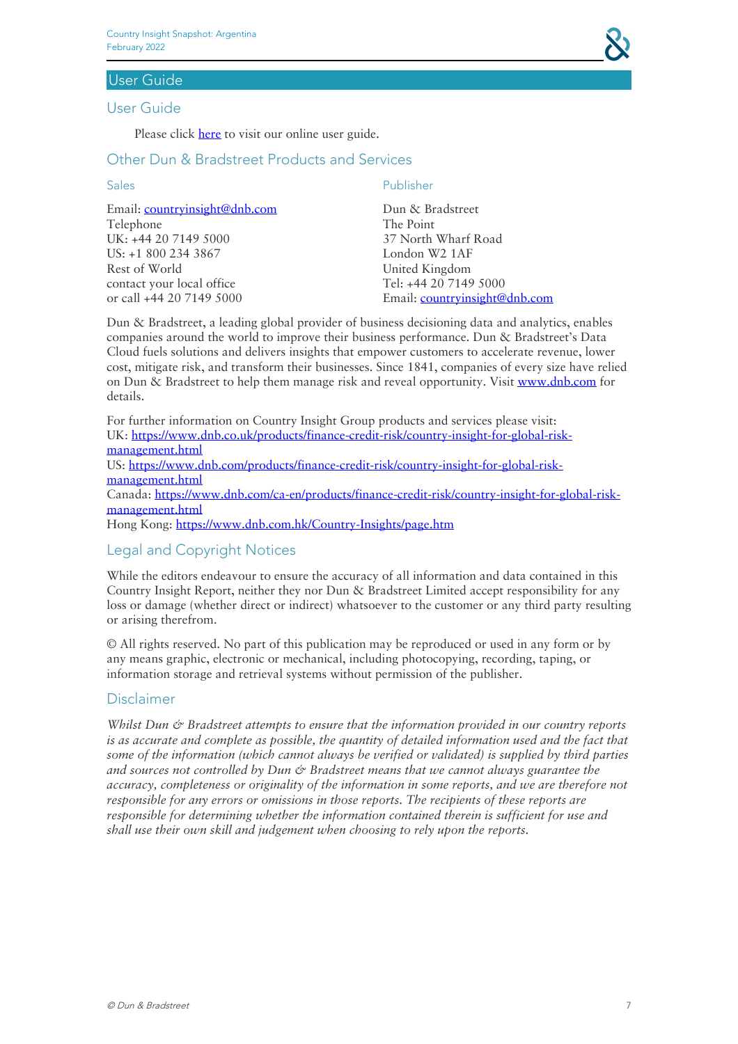# User Guide

## User Guide

Please click here to visit our online user guide.

## Other Dun & Bradstreet Products and Services

### Sales

Email: countryinsight@dnb.com
Telephone
UK: +44 20 7149 5000
US: +1 800 234 3867
Rest of World
contact your local office
or call +44 20 7149 5000

### Publisher

Dun & Bradstreet
The Point
37 North Wharf Road
London W2 1AF
United Kingdom
Tel: +44 20 7149 5000
Email: countryinsight@dnb.com

Dun & Bradstreet, a leading global provider of business decisioning data and analytics, enables companies around the world to improve their business performance. Dun & Bradstreet's Data Cloud fuels solutions and delivers insights that empower customers to accelerate revenue, lower cost, mitigate risk, and transform their businesses. Since 1841, companies of every size have relied on Dun & Bradstreet to help them manage risk and reveal opportunity. Visit www.dnb.com for details.

For further information on Country Insight Group products and services please visit:
UK: https://www.dnb.co.uk/products/finance-credit-risk/country-insight-for-global-risk-management.html
US: https://www.dnb.com/products/finance-credit-risk/country-insight-for-global-risk-management.html
Canada: https://www.dnb.com/ca-en/products/finance-credit-risk/country-insight-for-global-risk-management.html
Hong Kong: https://www.dnb.com.hk/Country-Insights/page.htm

## Legal and Copyright Notices

While the editors endeavour to ensure the accuracy of all information and data contained in this Country Insight Report, neither they nor Dun & Bradstreet Limited accept responsibility for any loss or damage (whether direct or indirect) whatsoever to the customer or any third party resulting or arising therefrom.

© All rights reserved. No part of this publication may be reproduced or used in any form or by any means graphic, electronic or mechanical, including photocopying, recording, taping, or information storage and retrieval systems without permission of the publisher.

## Disclaimer

*Whilst Dun & Bradstreet attempts to ensure that the information provided in our country reports is as accurate and complete as possible, the quantity of detailed information used and the fact that some of the information (which cannot always be verified or validated) is supplied by third parties and sources not controlled by Dun & Bradstreet means that we cannot always guarantee the accuracy, completeness or originality of the information in some reports, and we are therefore not responsible for any errors or omissions in those reports. The recipients of these reports are responsible for determining whether the information contained therein is sufficient for use and shall use their own skill and judgement when choosing to rely upon the reports.*